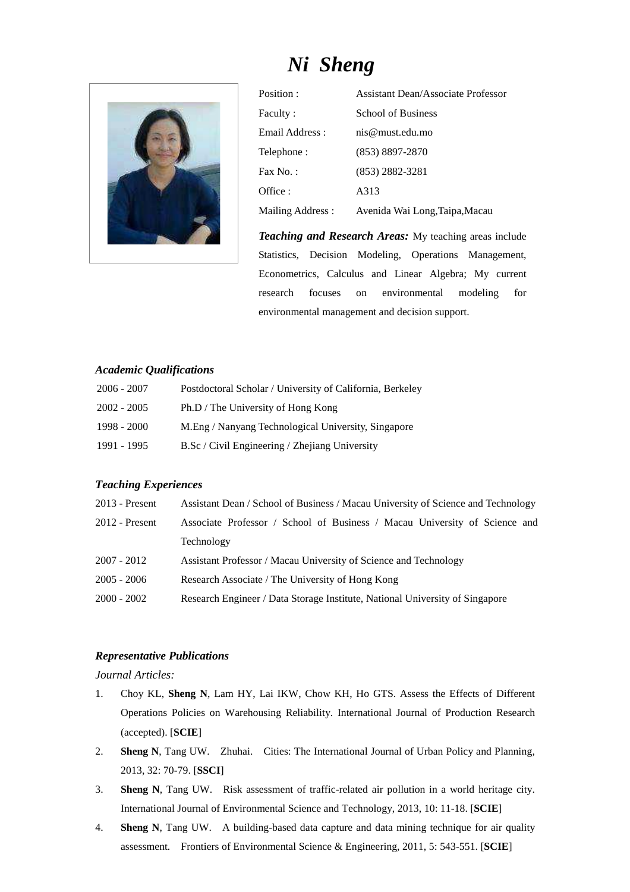# *Ni Sheng*

| | |
|---|---|
| Position : | Assistant Dean/Associate Professor |
| Faculty : | School of Business |
| Email Address : | nis@must.edu.mo |
| Telephone : | (853) 8897-2870 |
| Fax No. : | (853) 2882-3281 |
| Office : | A313 |
| Mailing Address : | Avenida Wai Long,Taipa,Macau |

***Teaching and Research Areas:*** My teaching areas include Statistics, Decision Modeling, Operations Management, Econometrics, Calculus and Linear Algebra; My current research focuses on environmental modeling for environmental management and decision support.

### *Academic Qualifications*

| | |
|---|---|
| 2006 - 2007 | Postdoctoral Scholar / University of California, Berkeley |
| 2002 - 2005 | Ph.D / The University of Hong Kong |
| 1998 - 2000 | M.Eng / Nanyang Technological University, Singapore |
| 1991 - 1995 | B.Sc / Civil Engineering / Zhejiang University |

### *Teaching Experiences*

| | |
|---|---|
| 2013 - Present | Assistant Dean / School of Business / Macau University of Science and Technology |
| 2012 - Present | Associate Professor / School of Business / Macau University of Science and Technology |
| 2007 - 2012 | Assistant Professor / Macau University of Science and Technology |
| 2005 - 2006 | Research Associate / The University of Hong Kong |
| 2000 - 2002 | Research Engineer / Data Storage Institute, National University of Singapore |

### *Representative Publications*

*Journal Articles:*

1. Choy KL, **Sheng N**, Lam HY, Lai IKW, Chow KH, Ho GTS. Assess the Effects of Different Operations Policies on Warehousing Reliability. International Journal of Production Research (accepted). [**SCIE**]
2. **Sheng N**, Tang UW. Zhuhai. Cities: The International Journal of Urban Policy and Planning, 2013, 32: 70-79. [**SSCI**]
3. **Sheng N**, Tang UW. Risk assessment of traffic-related air pollution in a world heritage city. International Journal of Environmental Science and Technology, 2013, 10: 11-18. [**SCIE**]
4. **Sheng N**, Tang UW. A building-based data capture and data mining technique for air quality assessment. Frontiers of Environmental Science & Engineering, 2011, 5: 543-551. [**SCIE**]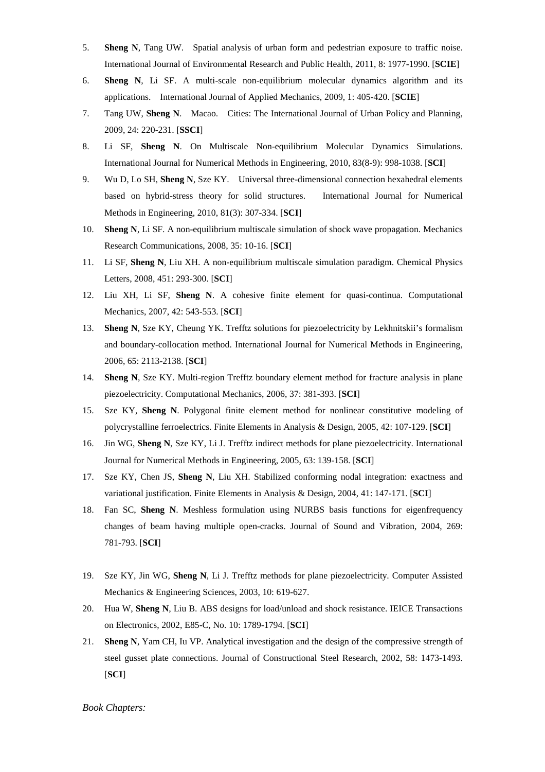5. **Sheng N**, Tang UW. Spatial analysis of urban form and pedestrian exposure to traffic noise. International Journal of Environmental Research and Public Health, 2011, 8: 1977-1990. [**SCIE**]
6. **Sheng N**, Li SF. A multi-scale non-equilibrium molecular dynamics algorithm and its applications. International Journal of Applied Mechanics, 2009, 1: 405-420. [**SCIE**]
7. Tang UW, **Sheng N**. Macao. Cities: The International Journal of Urban Policy and Planning, 2009, 24: 220-231. [**SSCI**]
8. Li SF, **Sheng N**. On Multiscale Non-equilibrium Molecular Dynamics Simulations. International Journal for Numerical Methods in Engineering, 2010, 83(8-9): 998-1038. [**SCI**]
9. Wu D, Lo SH, **Sheng N**, Sze KY. Universal three-dimensional connection hexahedral elements based on hybrid-stress theory for solid structures. International Journal for Numerical Methods in Engineering, 2010, 81(3): 307-334. [**SCI**]
10. **Sheng N**, Li SF. A non-equilibrium multiscale simulation of shock wave propagation. Mechanics Research Communications, 2008, 35: 10-16. [**SCI**]
11. Li SF, **Sheng N**, Liu XH. A non-equilibrium multiscale simulation paradigm. Chemical Physics Letters, 2008, 451: 293-300. [**SCI**]
12. Liu XH, Li SF, **Sheng N**. A cohesive finite element for quasi-continua. Computational Mechanics, 2007, 42: 543-553. [**SCI**]
13. **Sheng N**, Sze KY, Cheung YK. Trefftz solutions for piezoelectricity by Lekhnitskii's formalism and boundary-collocation method. International Journal for Numerical Methods in Engineering, 2006, 65: 2113-2138. [**SCI**]
14. **Sheng N**, Sze KY. Multi-region Trefftz boundary element method for fracture analysis in plane piezoelectricity. Computational Mechanics, 2006, 37: 381-393. [**SCI**]
15. Sze KY, **Sheng N**. Polygonal finite element method for nonlinear constitutive modeling of polycrystalline ferroelectrics. Finite Elements in Analysis & Design, 2005, 42: 107-129. [**SCI**]
16. Jin WG, **Sheng N**, Sze KY, Li J. Trefftz indirect methods for plane piezoelectricity. International Journal for Numerical Methods in Engineering, 2005, 63: 139-158. [**SCI**]
17. Sze KY, Chen JS, **Sheng N**, Liu XH. Stabilized conforming nodal integration: exactness and variational justification. Finite Elements in Analysis & Design, 2004, 41: 147-171. [**SCI**]
18. Fan SC, **Sheng N**. Meshless formulation using NURBS basis functions for eigenfrequency changes of beam having multiple open-cracks. Journal of Sound and Vibration, 2004, 269: 781-793. [**SCI**]
19. Sze KY, Jin WG, **Sheng N**, Li J. Trefftz methods for plane piezoelectricity. Computer Assisted Mechanics & Engineering Sciences, 2003, 10: 619-627.
20. Hua W, **Sheng N**, Liu B. ABS designs for load/unload and shock resistance. IEICE Transactions on Electronics, 2002, E85-C, No. 10: 1789-1794. [**SCI**]
21. **Sheng N**, Yam CH, Iu VP. Analytical investigation and the design of the compressive strength of steel gusset plate connections. Journal of Constructional Steel Research, 2002, 58: 1473-1493. [**SCI**]

*Book Chapters:*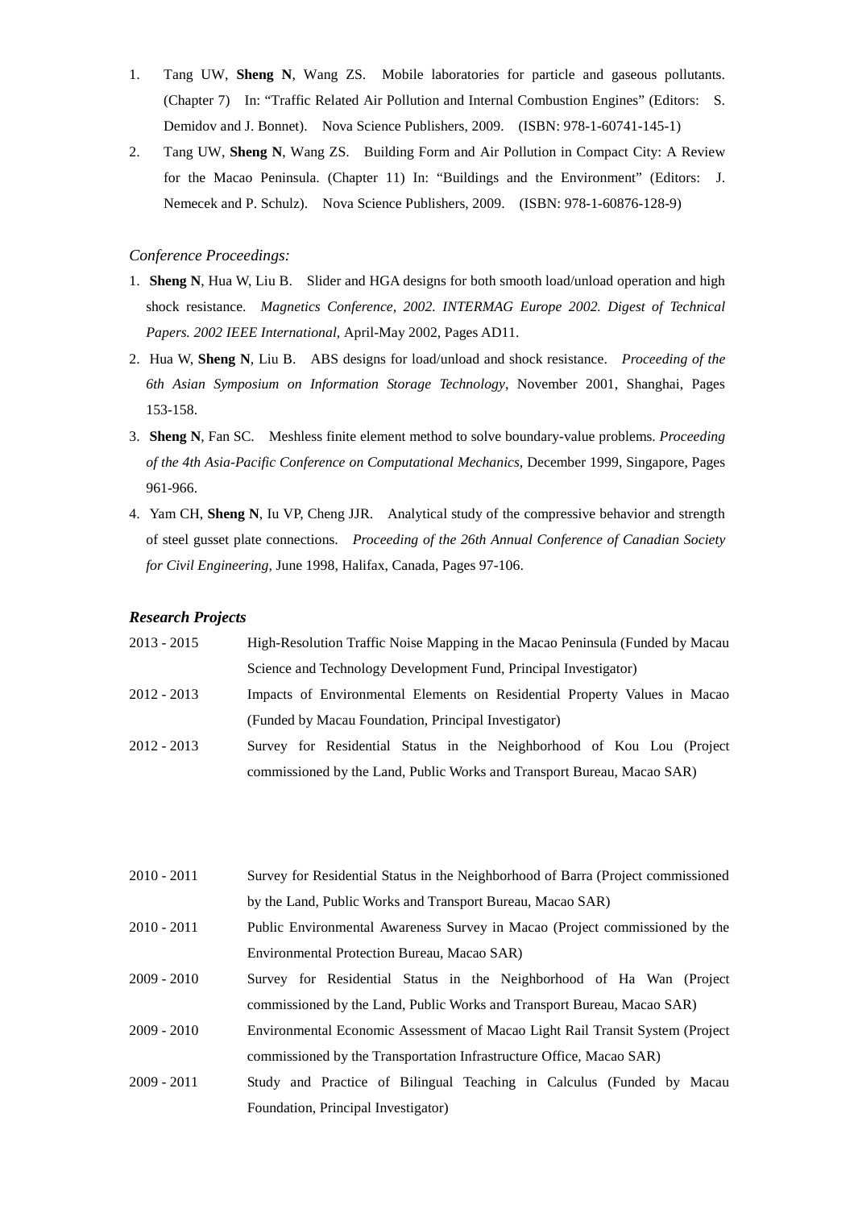1. Tang UW, **Sheng N**, Wang ZS. Mobile laboratories for particle and gaseous pollutants. (Chapter 7) In: "Traffic Related Air Pollution and Internal Combustion Engines" (Editors: S. Demidov and J. Bonnet). Nova Science Publishers, 2009. (ISBN: 978-1-60741-145-1)
2. Tang UW, **Sheng N**, Wang ZS. Building Form and Air Pollution in Compact City: A Review for the Macao Peninsula. (Chapter 11) In: "Buildings and the Environment" (Editors: J. Nemecek and P. Schulz). Nova Science Publishers, 2009. (ISBN: 978-1-60876-128-9)

*Conference Proceedings:*

1. **Sheng N**, Hua W, Liu B. Slider and HGA designs for both smooth load/unload operation and high shock resistance. *Magnetics Conference, 2002. INTERMAG Europe 2002. Digest of Technical Papers. 2002 IEEE International,* April-May 2002, Pages AD11.
2. Hua W, **Sheng N**, Liu B. ABS designs for load/unload and shock resistance. *Proceeding of the 6th Asian Symposium on Information Storage Technology*, November 2001, Shanghai, Pages 153-158.
3. **Sheng N**, Fan SC. Meshless finite element method to solve boundary-value problems. *Proceeding of the 4th Asia-Pacific Conference on Computational Mechanics*, December 1999, Singapore, Pages 961-966.
4. Yam CH, **Sheng N**, Iu VP, Cheng JJR. Analytical study of the compressive behavior and strength of steel gusset plate connections. *Proceeding of the 26th Annual Conference of Canadian Society for Civil Engineering,* June 1998, Halifax, Canada, Pages 97-106.

***Research Projects***

| | |
|---|---|
| 2013 - 2015 | High-Resolution Traffic Noise Mapping in the Macao Peninsula (Funded by Macau Science and Technology Development Fund, Principal Investigator) |
| 2012 - 2013 | Impacts of Environmental Elements on Residential Property Values in Macao (Funded by Macau Foundation, Principal Investigator) |
| 2012 - 2013 | Survey for Residential Status in the Neighborhood of Kou Lou (Project commissioned by the Land, Public Works and Transport Bureau, Macao SAR) |
| 2010 - 2011 | Survey for Residential Status in the Neighborhood of Barra (Project commissioned by the Land, Public Works and Transport Bureau, Macao SAR) |
| 2010 - 2011 | Public Environmental Awareness Survey in Macao (Project commissioned by the Environmental Protection Bureau, Macao SAR) |
| 2009 - 2010 | Survey for Residential Status in the Neighborhood of Ha Wan (Project commissioned by the Land, Public Works and Transport Bureau, Macao SAR) |
| 2009 - 2010 | Environmental Economic Assessment of Macao Light Rail Transit System (Project commissioned by the Transportation Infrastructure Office, Macao SAR) |
| 2009 - 2011 | Study and Practice of Bilingual Teaching in Calculus (Funded by Macau Foundation, Principal Investigator) |